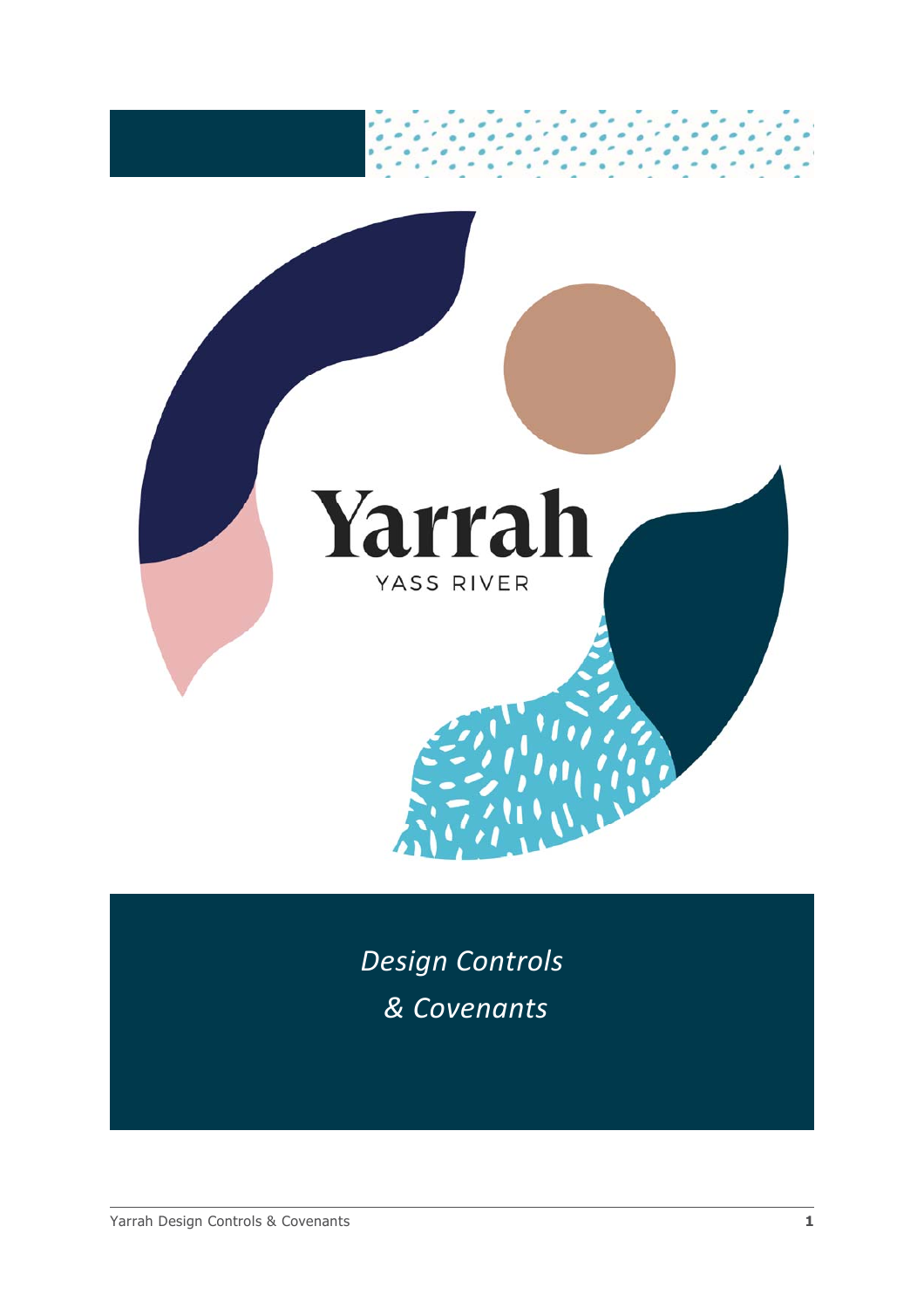# Yarrah

YASS RIVER

*Design Controls*

*& Covenants*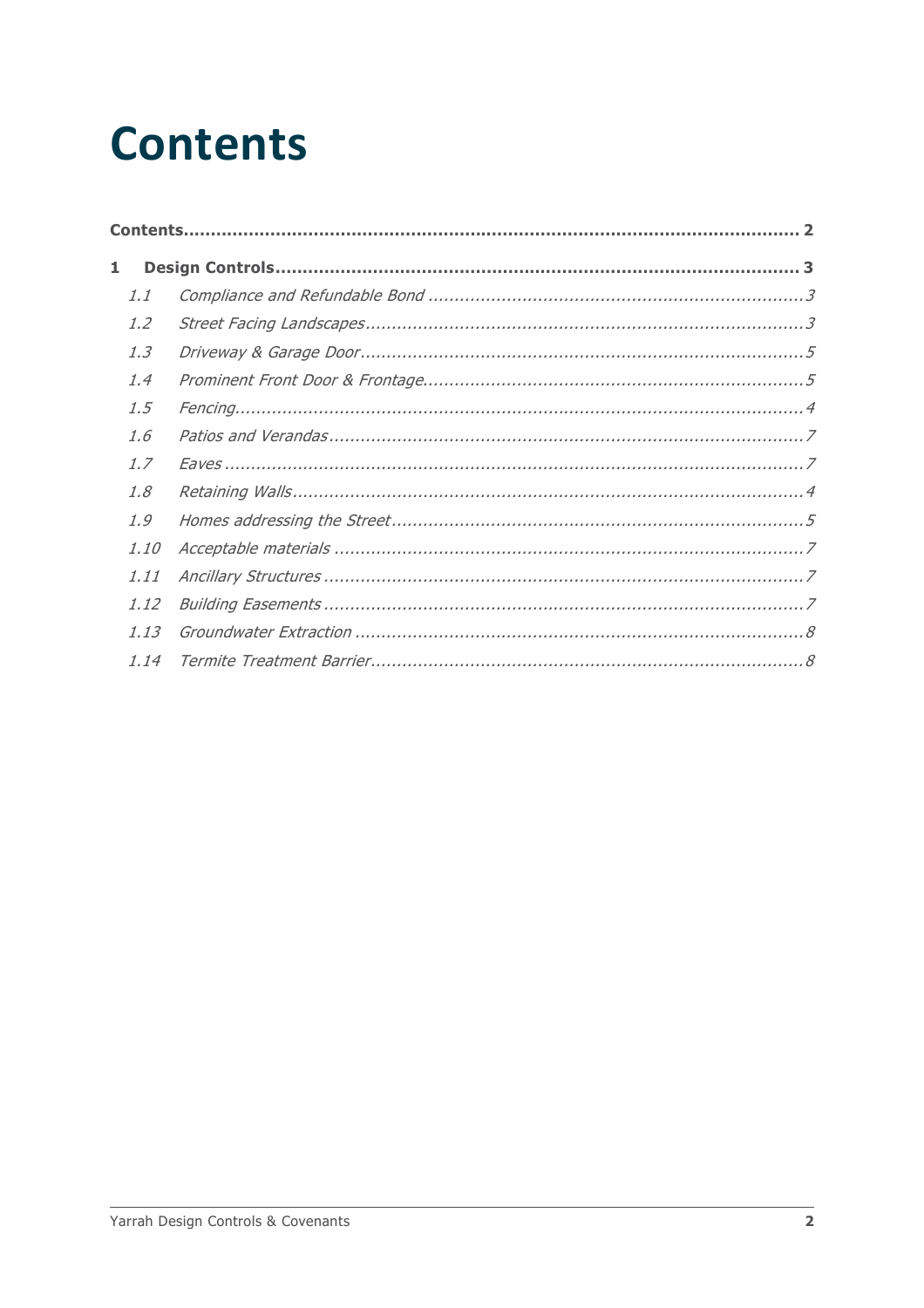# Contents

Contents .................................................................................................................. 2

1 Design Controls ................................................................................................. 3

- 1.1 Compliance and Refundable Bond ....................................................................... 3
- 1.2 Street Facing Landscapes .................................................................................... 3
- 1.3 Driveway & Garage Door ..................................................................................... 5
- 1.4 Prominent Front Door & Frontage ........................................................................ 5
- 1.5 Fencing ............................................................................................................ 4
- 1.6 Patios and Verandas ........................................................................................... 7
- 1.7 Eaves ............................................................................................................... 7
- 1.8 Retaining Walls .................................................................................................. 4
- 1.9 Homes addressing the Street ............................................................................... 5
- 1.10 Acceptable materials ......................................................................................... 7
- 1.11 Ancillary Structures ........................................................................................... 7
- 1.12 Building Easements ........................................................................................... 7
- 1.13 Groundwater Extraction ..................................................................................... 8
- 1.14 Termite Treatment Barrier .................................................................................. 8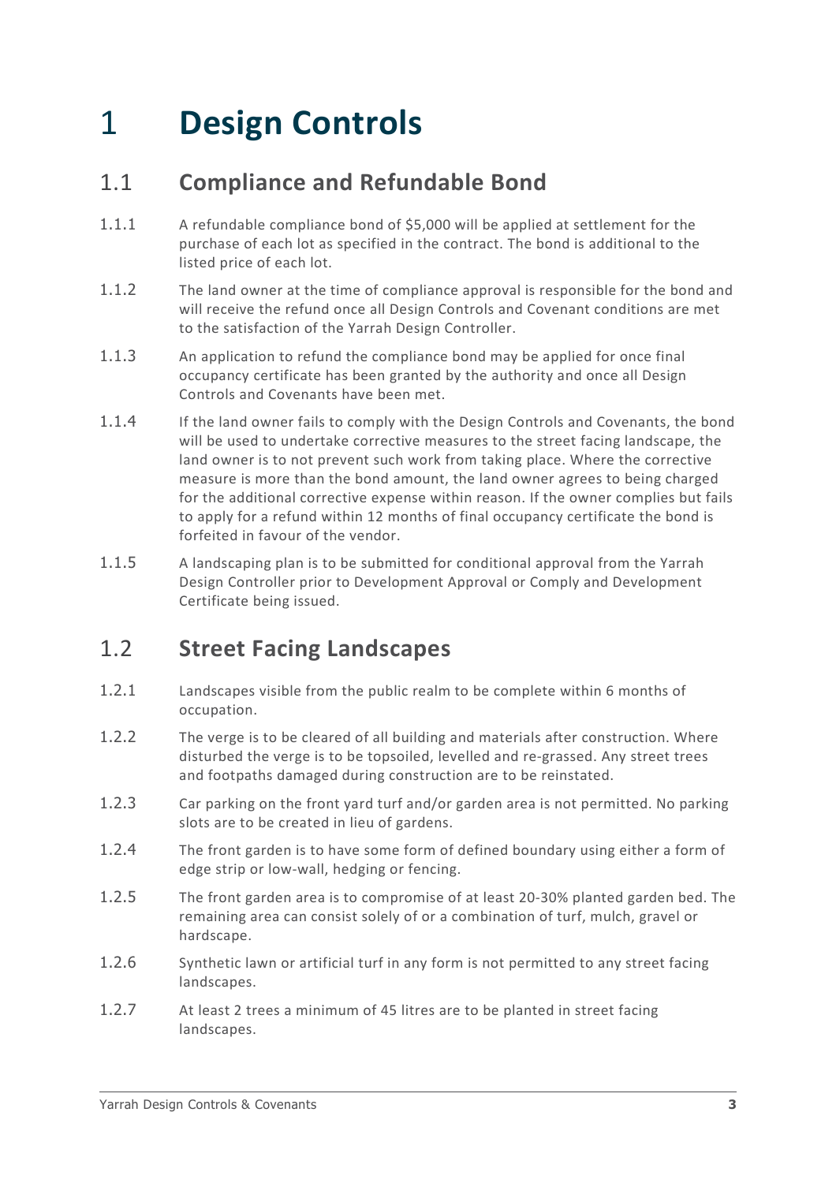# 1 Design Controls

## 1.1 Compliance and Refundable Bond

1.1.1 A refundable compliance bond of $5,000 will be applied at settlement for the purchase of each lot as specified in the contract. The bond is additional to the listed price of each lot.

1.1.2 The land owner at the time of compliance approval is responsible for the bond and will receive the refund once all Design Controls and Covenant conditions are met to the satisfaction of the Yarrah Design Controller.

1.1.3 An application to refund the compliance bond may be applied for once final occupancy certificate has been granted by the authority and once all Design Controls and Covenants have been met.

1.1.4 If the land owner fails to comply with the Design Controls and Covenants, the bond will be used to undertake corrective measures to the street facing landscape, the land owner is to not prevent such work from taking place. Where the corrective measure is more than the bond amount, the land owner agrees to being charged for the additional corrective expense within reason. If the owner complies but fails to apply for a refund within 12 months of final occupancy certificate the bond is forfeited in favour of the vendor.

1.1.5 A landscaping plan is to be submitted for conditional approval from the Yarrah Design Controller prior to Development Approval or Comply and Development Certificate being issued.

## 1.2 Street Facing Landscapes

1.2.1 Landscapes visible from the public realm to be complete within 6 months of occupation.

1.2.2 The verge is to be cleared of all building and materials after construction. Where disturbed the verge is to be topsoiled, levelled and re-grassed. Any street trees and footpaths damaged during construction are to be reinstated.

1.2.3 Car parking on the front yard turf and/or garden area is not permitted. No parking slots are to be created in lieu of gardens.

1.2.4 The front garden is to have some form of defined boundary using either a form of edge strip or low-wall, hedging or fencing.

1.2.5 The front garden area is to compromise of at least 20-30% planted garden bed. The remaining area can consist solely of or a combination of turf, mulch, gravel or hardscape.

1.2.6 Synthetic lawn or artificial turf in any form is not permitted to any street facing landscapes.

1.2.7 At least 2 trees a minimum of 45 litres are to be planted in street facing landscapes.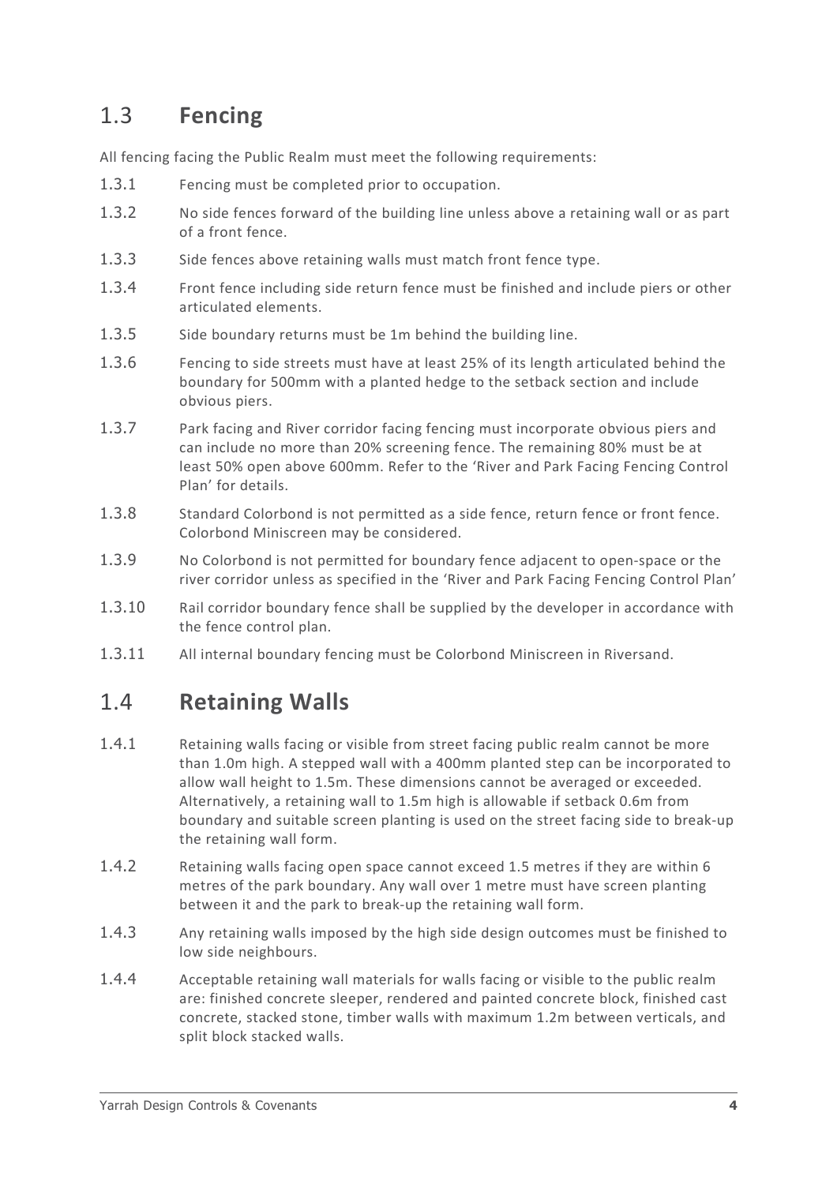## 1.3 **Fencing**

All fencing facing the Public Realm must meet the following requirements:

1.3.1 Fencing must be completed prior to occupation.

1.3.2 No side fences forward of the building line unless above a retaining wall or as part of a front fence.

1.3.3 Side fences above retaining walls must match front fence type.

1.3.4 Front fence including side return fence must be finished and include piers or other articulated elements.

1.3.5 Side boundary returns must be 1m behind the building line.

1.3.6 Fencing to side streets must have at least 25% of its length articulated behind the boundary for 500mm with a planted hedge to the setback section and include obvious piers.

1.3.7 Park facing and River corridor facing fencing must incorporate obvious piers and can include no more than 20% screening fence. The remaining 80% must be at least 50% open above 600mm. Refer to the 'River and Park Facing Fencing Control Plan' for details.

1.3.8 Standard Colorbond is not permitted as a side fence, return fence or front fence. Colorbond Miniscreen may be considered.

1.3.9 No Colorbond is not permitted for boundary fence adjacent to open-space or the river corridor unless as specified in the 'River and Park Facing Fencing Control Plan'

1.3.10 Rail corridor boundary fence shall be supplied by the developer in accordance with the fence control plan.

1.3.11 All internal boundary fencing must be Colorbond Miniscreen in Riversand.

## 1.4 **Retaining Walls**

1.4.1 Retaining walls facing or visible from street facing public realm cannot be more than 1.0m high. A stepped wall with a 400mm planted step can be incorporated to allow wall height to 1.5m. These dimensions cannot be averaged or exceeded. Alternatively, a retaining wall to 1.5m high is allowable if setback 0.6m from boundary and suitable screen planting is used on the street facing side to break-up the retaining wall form.

1.4.2 Retaining walls facing open space cannot exceed 1.5 metres if they are within 6 metres of the park boundary. Any wall over 1 metre must have screen planting between it and the park to break-up the retaining wall form.

1.4.3 Any retaining walls imposed by the high side design outcomes must be finished to low side neighbours.

1.4.4 Acceptable retaining wall materials for walls facing or visible to the public realm are: finished concrete sleeper, rendered and painted concrete block, finished cast concrete, stacked stone, timber walls with maximum 1.2m between verticals, and split block stacked walls.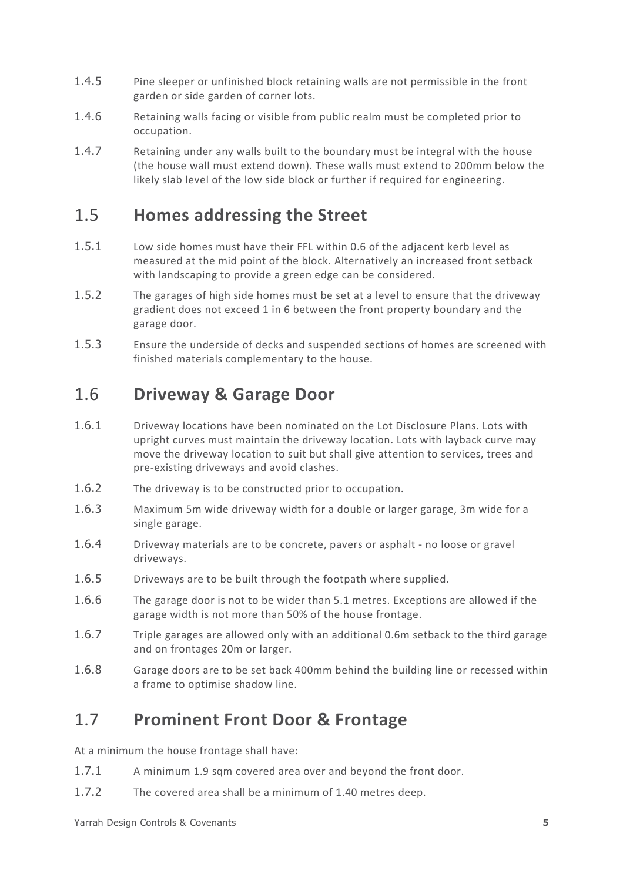1.4.5 Pine sleeper or unfinished block retaining walls are not permissible in the front garden or side garden of corner lots.

1.4.6 Retaining walls facing or visible from public realm must be completed prior to occupation.

1.4.7 Retaining under any walls built to the boundary must be integral with the house (the house wall must extend down). These walls must extend to 200mm below the likely slab level of the low side block or further if required for engineering.

## 1.5 Homes addressing the Street

1.5.1 Low side homes must have their FFL within 0.6 of the adjacent kerb level as measured at the mid point of the block. Alternatively an increased front setback with landscaping to provide a green edge can be considered.

1.5.2 The garages of high side homes must be set at a level to ensure that the driveway gradient does not exceed 1 in 6 between the front property boundary and the garage door.

1.5.3 Ensure the underside of decks and suspended sections of homes are screened with finished materials complementary to the house.

## 1.6 Driveway & Garage Door

1.6.1 Driveway locations have been nominated on the Lot Disclosure Plans. Lots with upright curves must maintain the driveway location. Lots with layback curve may move the driveway location to suit but shall give attention to services, trees and pre-existing driveways and avoid clashes.

1.6.2 The driveway is to be constructed prior to occupation.

1.6.3 Maximum 5m wide driveway width for a double or larger garage, 3m wide for a single garage.

1.6.4 Driveway materials are to be concrete, pavers or asphalt - no loose or gravel driveways.

1.6.5 Driveways are to be built through the footpath where supplied.

1.6.6 The garage door is not to be wider than 5.1 metres. Exceptions are allowed if the garage width is not more than 50% of the house frontage.

1.6.7 Triple garages are allowed only with an additional 0.6m setback to the third garage and on frontages 20m or larger.

1.6.8 Garage doors are to be set back 400mm behind the building line or recessed within a frame to optimise shadow line.

## 1.7 Prominent Front Door & Frontage

At a minimum the house frontage shall have:

1.7.1 A minimum 1.9 sqm covered area over and beyond the front door.

1.7.2 The covered area shall be a minimum of 1.40 metres deep.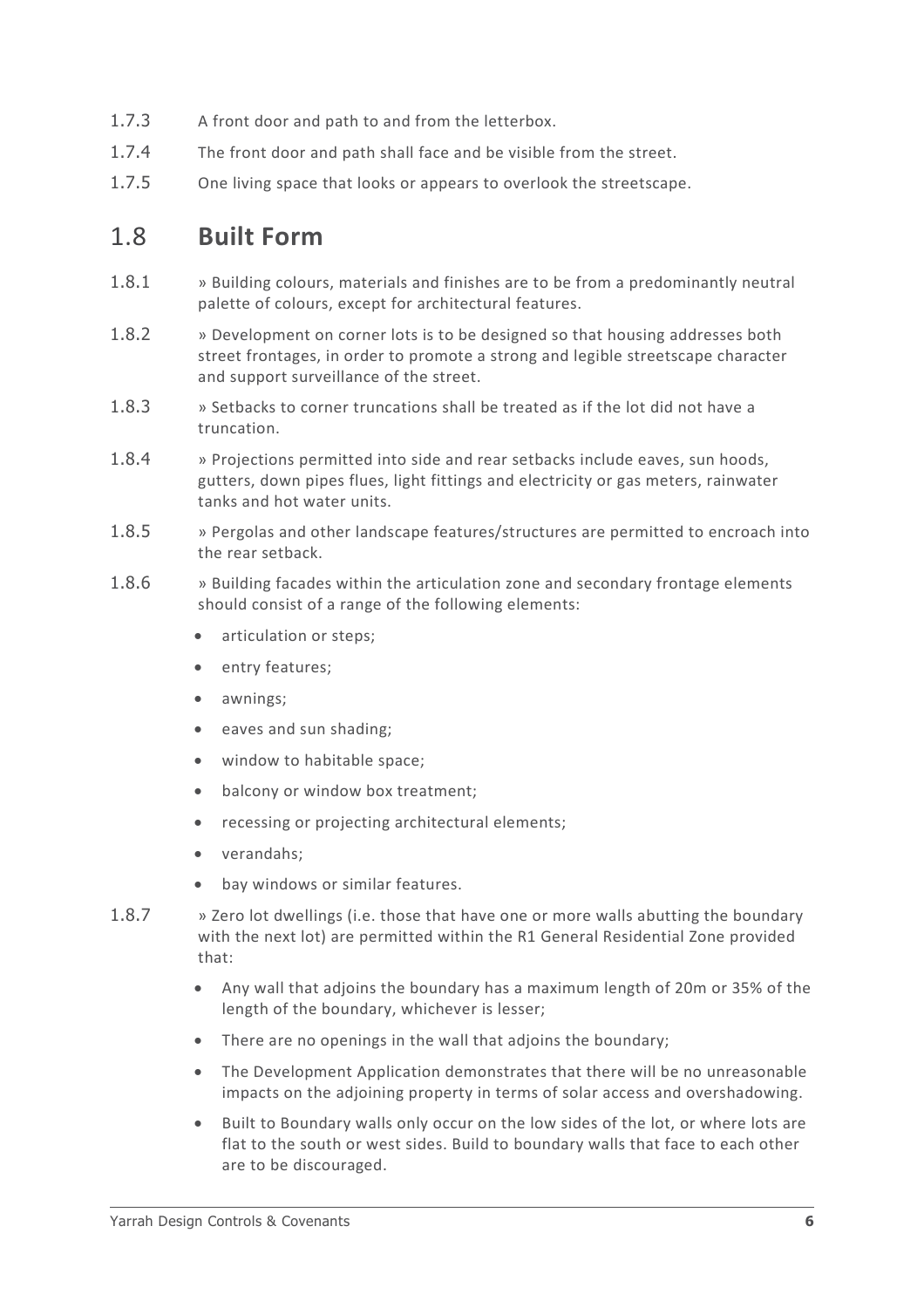1.7.3 A front door and path to and from the letterbox.

1.7.4 The front door and path shall face and be visible from the street.

1.7.5 One living space that looks or appears to overlook the streetscape.

## 1.8 Built Form

1.8.1 » Building colours, materials and finishes are to be from a predominantly neutral palette of colours, except for architectural features.

1.8.2 » Development on corner lots is to be designed so that housing addresses both street frontages, in order to promote a strong and legible streetscape character and support surveillance of the street.

1.8.3 » Setbacks to corner truncations shall be treated as if the lot did not have a truncation.

1.8.4 » Projections permitted into side and rear setbacks include eaves, sun hoods, gutters, down pipes flues, light fittings and electricity or gas meters, rainwater tanks and hot water units.

1.8.5 » Pergolas and other landscape features/structures are permitted to encroach into the rear setback.

1.8.6 » Building facades within the articulation zone and secondary frontage elements should consist of a range of the following elements:

- articulation or steps;
- entry features;
- awnings;
- eaves and sun shading;
- window to habitable space;
- balcony or window box treatment;
- recessing or projecting architectural elements;
- verandahs;
- bay windows or similar features.

1.8.7 » Zero lot dwellings (i.e. those that have one or more walls abutting the boundary with the next lot) are permitted within the R1 General Residential Zone provided that:

- Any wall that adjoins the boundary has a maximum length of 20m or 35% of the length of the boundary, whichever is lesser;
- There are no openings in the wall that adjoins the boundary;
- The Development Application demonstrates that there will be no unreasonable impacts on the adjoining property in terms of solar access and overshadowing.
- Built to Boundary walls only occur on the low sides of the lot, or where lots are flat to the south or west sides. Build to boundary walls that face to each other are to be discouraged.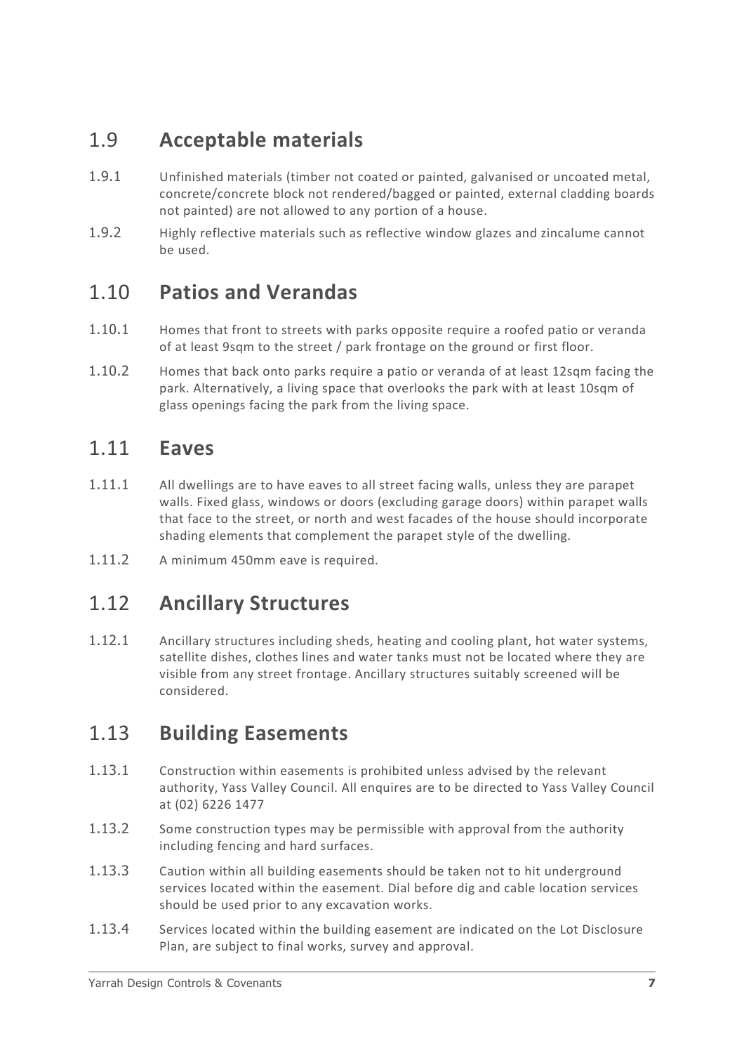## 1.9 Acceptable materials

1.9.1 Unfinished materials (timber not coated or painted, galvanised or uncoated metal, concrete/concrete block not rendered/bagged or painted, external cladding boards not painted) are not allowed to any portion of a house.

1.9.2 Highly reflective materials such as reflective window glazes and zincalume cannot be used.

## 1.10 Patios and Verandas

1.10.1 Homes that front to streets with parks opposite require a roofed patio or veranda of at least 9sqm to the street / park frontage on the ground or first floor.

1.10.2 Homes that back onto parks require a patio or veranda of at least 12sqm facing the park. Alternatively, a living space that overlooks the park with at least 10sqm of glass openings facing the park from the living space.

## 1.11 Eaves

1.11.1 All dwellings are to have eaves to all street facing walls, unless they are parapet walls. Fixed glass, windows or doors (excluding garage doors) within parapet walls that face to the street, or north and west facades of the house should incorporate shading elements that complement the parapet style of the dwelling.

1.11.2 A minimum 450mm eave is required.

## 1.12 Ancillary Structures

1.12.1 Ancillary structures including sheds, heating and cooling plant, hot water systems, satellite dishes, clothes lines and water tanks must not be located where they are visible from any street frontage. Ancillary structures suitably screened will be considered.

## 1.13 Building Easements

1.13.1 Construction within easements is prohibited unless advised by the relevant authority, Yass Valley Council. All enquires are to be directed to Yass Valley Council at (02) 6226 1477

1.13.2 Some construction types may be permissible with approval from the authority including fencing and hard surfaces.

1.13.3 Caution within all building easements should be taken not to hit underground services located within the easement. Dial before dig and cable location services should be used prior to any excavation works.

1.13.4 Services located within the building easement are indicated on the Lot Disclosure Plan, are subject to final works, survey and approval.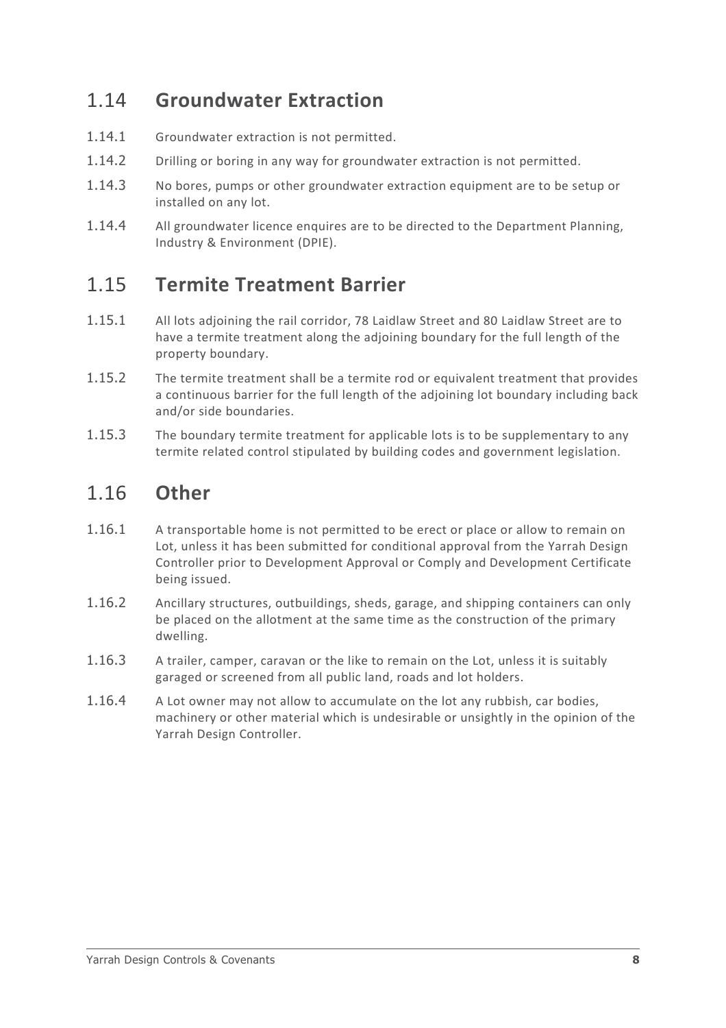## 1.14 Groundwater Extraction

1.14.1 Groundwater extraction is not permitted.

1.14.2 Drilling or boring in any way for groundwater extraction is not permitted.

1.14.3 No bores, pumps or other groundwater extraction equipment are to be setup or installed on any lot.

1.14.4 All groundwater licence enquires are to be directed to the Department Planning, Industry & Environment (DPIE).

## 1.15 Termite Treatment Barrier

1.15.1 All lots adjoining the rail corridor, 78 Laidlaw Street and 80 Laidlaw Street are to have a termite treatment along the adjoining boundary for the full length of the property boundary.

1.15.2 The termite treatment shall be a termite rod or equivalent treatment that provides a continuous barrier for the full length of the adjoining lot boundary including back and/or side boundaries.

1.15.3 The boundary termite treatment for applicable lots is to be supplementary to any termite related control stipulated by building codes and government legislation.

## 1.16 Other

1.16.1 A transportable home is not permitted to be erect or place or allow to remain on Lot, unless it has been submitted for conditional approval from the Yarrah Design Controller prior to Development Approval or Comply and Development Certificate being issued.

1.16.2 Ancillary structures, outbuildings, sheds, garage, and shipping containers can only be placed on the allotment at the same time as the construction of the primary dwelling.

1.16.3 A trailer, camper, caravan or the like to remain on the Lot, unless it is suitably garaged or screened from all public land, roads and lot holders.

1.16.4 A Lot owner may not allow to accumulate on the lot any rubbish, car bodies, machinery or other material which is undesirable or unsightly in the opinion of the Yarrah Design Controller.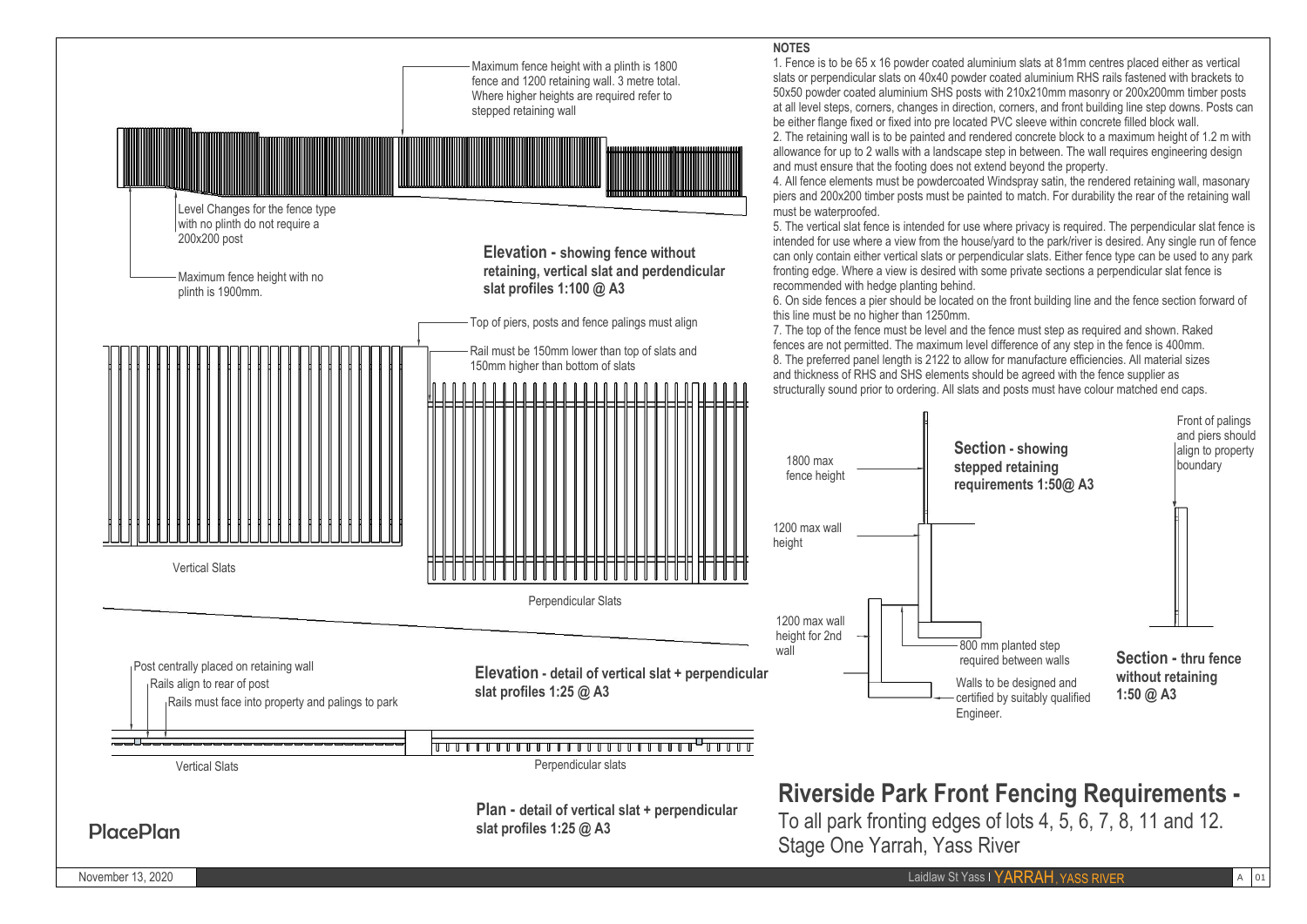# Riverside Park Front Fencing Requirements -

To all park fronting edges of lots 4, 5, 6, 7, 8, 11 and 12.
Stage One Yarrah, Yass River

## NOTES

1. Fence is to be 65 x 16 powder coated aluminium slats at 81mm centres placed either as vertical slats or perpendicular slats on 40x40 powder coated aluminium RHS rails fastened with brackets to 50x50 powder coated aluminium SHS posts with 210x210mm masonry or 200x200mm timber posts at all level steps, corners, changes in direction, corners, and front building line step downs. Posts can be either flange fixed or fixed into pre located PVC sleeve within concrete filled block wall.
2. The retaining wall is to be painted and rendered concrete block to a maximum height of 1.2 m with allowance for up to 2 walls with a landscape step in between. The wall requires engineering design and must ensure that the footing does not extend beyond the property.
4. All fence elements must be powdercoated Windspray satin, the rendered retaining wall, masonary piers and 200x200 timber posts must be painted to match. For durability the rear of the retaining wall must be waterproofed.
5. The vertical slat fence is intended for use where privacy is required. The perpendicular slat fence is intended for use where a view from the house/yard to the park/river is desired. Any single run of fence can only contain either vertical slats or perpendicular slats. Either fence type can be used to any park fronting edge. Where a view is desired with some private sections a perpendicular slat fence is recommended with hedge planting behind.
6. On side fences a pier should be located on the front building line and the fence section forward of this line must be no higher than 1250mm.
7. The top of the fence must be level and the fence must step as required and shown. Raked fences are not permitted. The maximum level difference of any step in the fence is 400mm.
8. The preferred panel length is 2122 to allow for manufacture efficiencies. All material sizes and thickness of RHS and SHS elements should be agreed with the fence supplier as structurally sound prior to ordering. All slats and posts must have colour matched end caps.

## Elevation - showing fence without retaining, vertical slat and perdendicular slat profiles 1:100 @ A3

Maximum fence height with a plinth is 1800 fence and 1200 retaining wall. 3 metre total. Where higher heights are required refer to stepped retaining wall

Level Changes for the fence type with no plinth do not require a 200x200 post

Maximum fence height with no plinth is 1900mm.

## Elevation - detail of vertical slat + perpendicular slat profiles 1:25 @ A3

Top of piers, posts and fence palings must align

Rail must be 150mm lower than top of slats and 150mm higher than bottom of slats

Vertical Slats

Perpendicular Slats

## Plan - detail of vertical slat + perpendicular slat profiles 1:25 @ A3

Post centrally placed on retaining wall

Rails align to rear of post

Rails must face into property and palings to park

Vertical Slats

Perpendicular slats

## Section - showing stepped retaining requirements 1:50@ A3

1800 max fence height

1200 max wall height

1200 max wall height for 2nd wall

800 mm planted step required between walls

Walls to be designed and certified by suitably qualified Engineer.

## Section - thru fence without retaining 1:50 @ A3

Front of palings and piers should align to property boundary

PlacePlan

November 13, 2020

Laidlaw St Yass I YARRAH, YASS RIVER

A 01